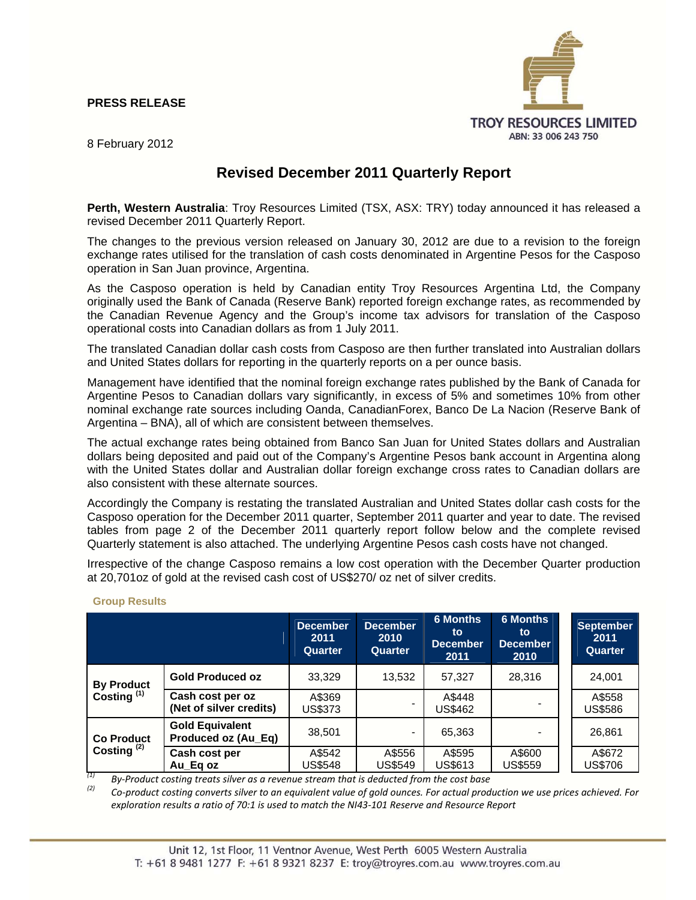**PRESS RELEASE**

8 February 2012

TROY RESOURCES LIMITED
ABN: 33 006 243 750

# Revised December 2011 Quarterly Report

**Perth, Western Australia**: Troy Resources Limited (TSX, ASX: TRY) today announced it has released a revised December 2011 Quarterly Report.

The changes to the previous version released on January 30, 2012 are due to a revision to the foreign exchange rates utilised for the translation of cash costs denominated in Argentine Pesos for the Casposo operation in San Juan province, Argentina.

As the Casposo operation is held by Canadian entity Troy Resources Argentina Ltd, the Company originally used the Bank of Canada (Reserve Bank) reported foreign exchange rates, as recommended by the Canadian Revenue Agency and the Group's income tax advisors for translation of the Casposo operational costs into Canadian dollars as from 1 July 2011.

The translated Canadian dollar cash costs from Casposo are then further translated into Australian dollars and United States dollars for reporting in the quarterly reports on a per ounce basis.

Management have identified that the nominal foreign exchange rates published by the Bank of Canada for Argentine Pesos to Canadian dollars vary significantly, in excess of 5% and sometimes 10% from other nominal exchange rate sources including Oanda, CanadianForex, Banco De La Nacion (Reserve Bank of Argentina – BNA), all of which are consistent between themselves.

The actual exchange rates being obtained from Banco San Juan for United States dollars and Australian dollars being deposited and paid out of the Company's Argentine Pesos bank account in Argentina along with the United States dollar and Australian dollar foreign exchange cross rates to Canadian dollars are also consistent with these alternate sources.

Accordingly the Company is restating the translated Australian and United States dollar cash costs for the Casposo operation for the December 2011 quarter, September 2011 quarter and year to date. The revised tables from page 2 of the December 2011 quarterly report follow below and the complete revised Quarterly statement is also attached. The underlying Argentine Pesos cash costs have not changed.

Irrespective of the change Casposo remains a low cost operation with the December Quarter production at 20,701oz of gold at the revised cash cost of US$270/ oz net of silver credits.

**Group Results**

| | | December 2011 Quarter | December 2010 Quarter | 6 Months to December 2011 | 6 Months to December 2010 | September 2011 Quarter |
|---|---|---|---|---|---|---|
| **By Product Costing [1]** | **Gold Produced oz** | 33,329 | 13,532 | 57,327 | 28,316 | 24,001 |
| | **Cash cost per oz (Net of silver credits)** | A$369 US$373 | - | A$448 US$462 | - | A$558 US$586 |
| **Co Product Costing [2]** | **Gold Equivalent Produced oz (Au_Eq)** | 38,501 | - | 65,363 | - | 26,861 |
| | **Cash cost per Au_Eq oz** | A$542 US$548 | A$556 US$549 | A$595 US$613 | A$600 US$559 | A$672 US$706 |

[1] *By-Product costing treats silver as a revenue stream that is deducted from the cost base*

[2] *Co-product costing converts silver to an equivalent value of gold ounces. For actual production we use prices achieved. For exploration results a ratio of 70:1 is used to match the NI43-101 Reserve and Resource Report*

Unit 12, 1st Floor, 11 Ventnor Avenue, West Perth 6005 Western Australia
T: +61 8 9481 1277 F: +61 8 9321 8237 E: troy@troyres.com.au www.troyres.com.au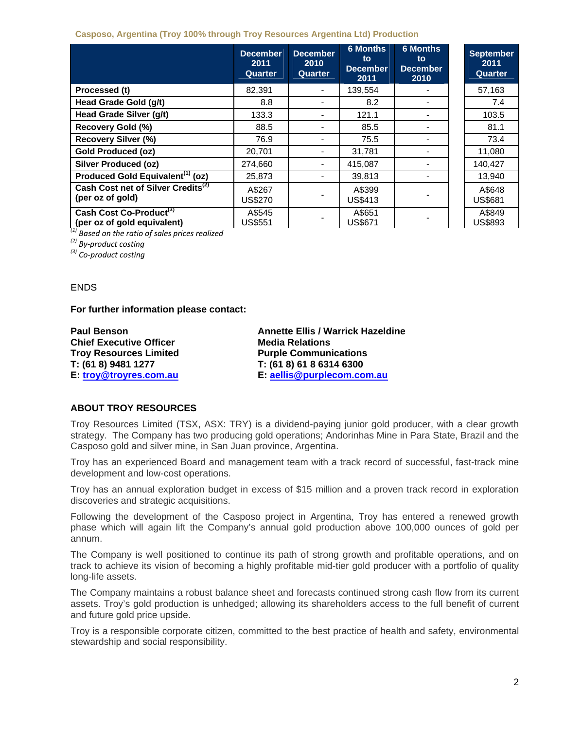**Casposo, Argentina (Troy 100% through Troy Resources Argentina Ltd) Production**

| | December 2011 Quarter | December 2010 Quarter | 6 Months to December 2011 | 6 Months to December 2010 | September 2011 Quarter |
|---|---|---|---|---|---|
| **Processed (t)** | 82,391 | - | 139,554 | - | 57,163 |
| **Head Grade Gold (g/t)** | 8.8 | - | 8.2 | - | 7.4 |
| **Head Grade Silver (g/t)** | 133.3 | - | 121.1 | - | 103.5 |
| **Recovery Gold (%)** | 88.5 | - | 85.5 | - | 81.1 |
| **Recovery Silver (%)** | 76.9 | - | 75.5 | - | 73.4 |
| **Gold Produced (oz)** | 20,701 | - | 31,781 | - | 11,080 |
| **Silver Produced (oz)** | 274,660 | - | 415,087 | - | 140,427 |
| **Produced Gold Equivalent[1] (oz)** | 25,873 | - | 39,813 | - | 13,940 |
| **Cash Cost net of Silver Credits[2] (per oz of gold)** | A$267 US$270 | - | A$399 US$413 | - | A$648 US$681 |
| **Cash Cost Co-Product[3] (per oz of gold equivalent)** | A$545 US$551 | - | A$651 US$671 | - | A$849 US$893 |

*[1] Based on the ratio of sales prices realized*
*[2] By-product costing*
*[3] Co-product costing*

ENDS

**For further information please contact:**

**Paul Benson**
**Chief Executive Officer**
**Troy Resources Limited**
**T: (61 8) 9481 1277**
**E: troy@troyres.com.au**

**Annette Ellis / Warrick Hazeldine**
**Media Relations**
**Purple Communications**
**T: (61 8) 61 8 6314 6300**
**E: aellis@purplecom.com.au**

## ABOUT TROY RESOURCES

Troy Resources Limited (TSX, ASX: TRY) is a dividend-paying junior gold producer, with a clear growth strategy. The Company has two producing gold operations; Andorinhas Mine in Para State, Brazil and the Casposo gold and silver mine, in San Juan province, Argentina.

Troy has an experienced Board and management team with a track record of successful, fast-track mine development and low-cost operations.

Troy has an annual exploration budget in excess of $15 million and a proven track record in exploration discoveries and strategic acquisitions.

Following the development of the Casposo project in Argentina, Troy has entered a renewed growth phase which will again lift the Company's annual gold production above 100,000 ounces of gold per annum.

The Company is well positioned to continue its path of strong growth and profitable operations, and on track to achieve its vision of becoming a highly profitable mid-tier gold producer with a portfolio of quality long-life assets.

The Company maintains a robust balance sheet and forecasts continued strong cash flow from its current assets. Troy's gold production is unhedged; allowing its shareholders access to the full benefit of current and future gold price upside.

Troy is a responsible corporate citizen, committed to the best practice of health and safety, environmental stewardship and social responsibility.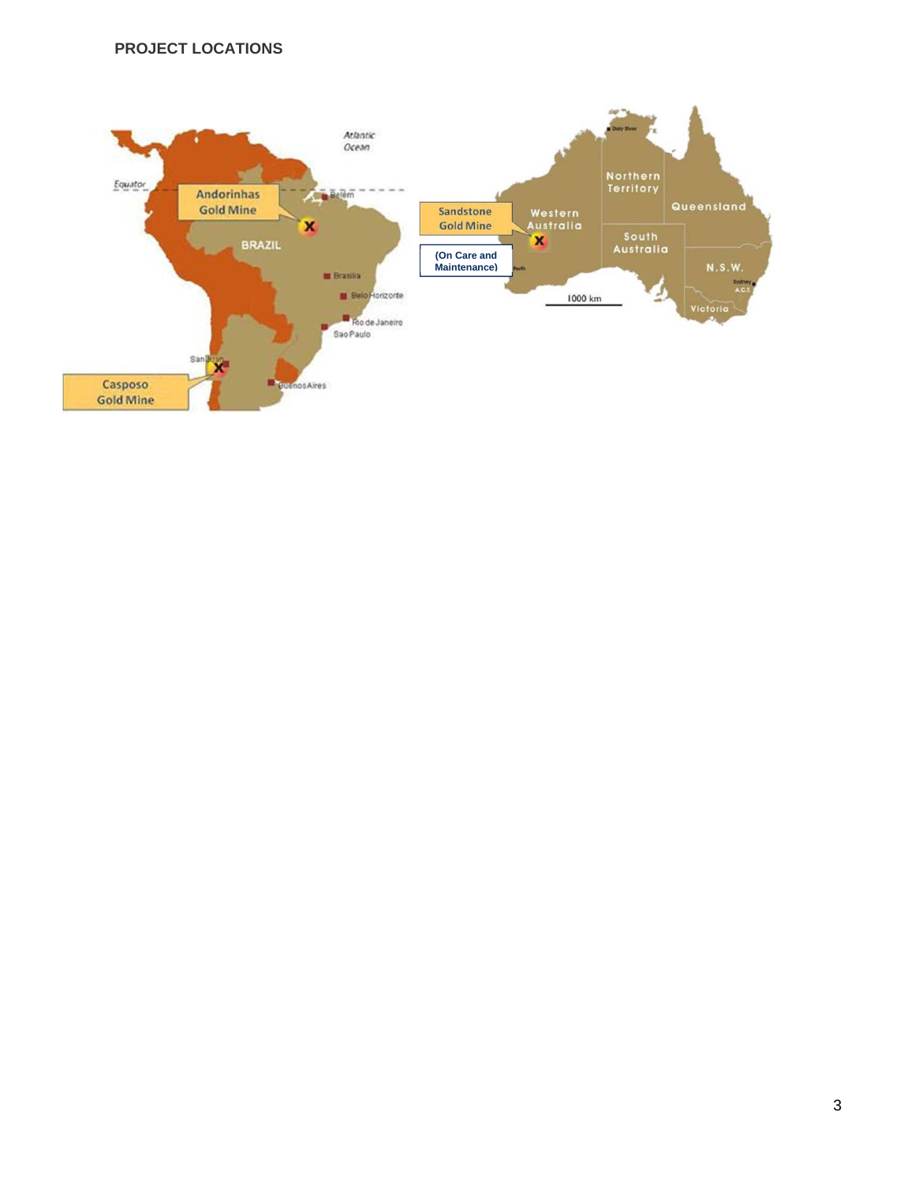## PROJECT LOCATIONS

Atlantic Ocean

Equator

Andorinhas Gold Mine

Belém

BRAZIL

Brasilia

Belo Horizonte

Rio de Janeiro

Sao Paulo

San Juan

Casposo Gold Mine

Buenos Aires

Sandstone Gold Mine

(On Care and Maintenance)

Daly River

Northern Territory

Queensland

Western Australia

South Australia

Perth

N.S.W.

Sydney

A.C.T.

1000 km

Victoria